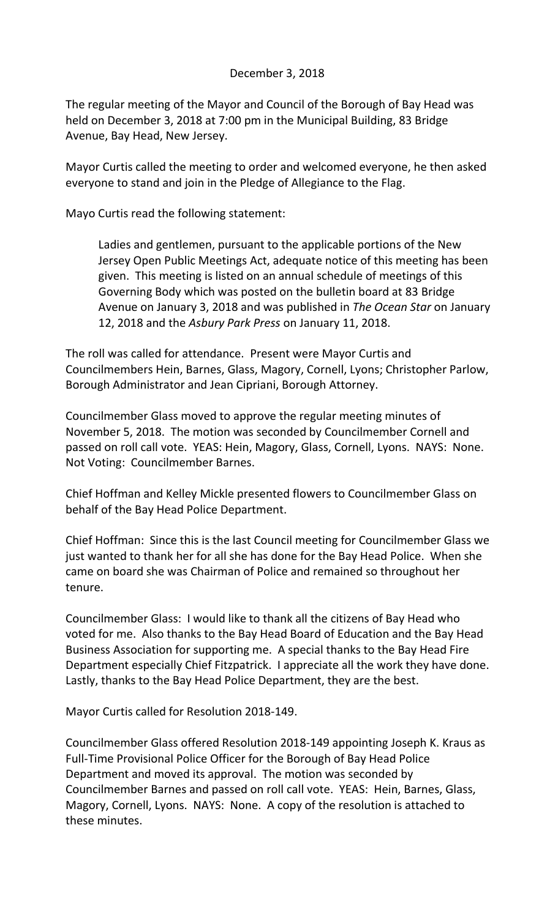December 3, 2018

The regular meeting of the Mayor and Council of the Borough of Bay Head was held on December 3, 2018 at 7:00 pm in the Municipal Building, 83 Bridge Avenue, Bay Head, New Jersey.

Mayor Curtis called the meeting to order and welcomed everyone, he then asked everyone to stand and join in the Pledge of Allegiance to the Flag.

Mayo Curtis read the following statement:

> Ladies and gentlemen, pursuant to the applicable portions of the New Jersey Open Public Meetings Act, adequate notice of this meeting has been given. This meeting is listed on an annual schedule of meetings of this Governing Body which was posted on the bulletin board at 83 Bridge Avenue on January 3, 2018 and was published in *The Ocean Star* on January 12, 2018 and the *Asbury Park Press* on January 11, 2018.

The roll was called for attendance. Present were Mayor Curtis and Councilmembers Hein, Barnes, Glass, Magory, Cornell, Lyons; Christopher Parlow, Borough Administrator and Jean Cipriani, Borough Attorney.

Councilmember Glass moved to approve the regular meeting minutes of November 5, 2018. The motion was seconded by Councilmember Cornell and passed on roll call vote. YEAS: Hein, Magory, Glass, Cornell, Lyons. NAYS: None. Not Voting: Councilmember Barnes.

Chief Hoffman and Kelley Mickle presented flowers to Councilmember Glass on behalf of the Bay Head Police Department.

Chief Hoffman: Since this is the last Council meeting for Councilmember Glass we just wanted to thank her for all she has done for the Bay Head Police. When she came on board she was Chairman of Police and remained so throughout her tenure.

Councilmember Glass: I would like to thank all the citizens of Bay Head who voted for me. Also thanks to the Bay Head Board of Education and the Bay Head Business Association for supporting me. A special thanks to the Bay Head Fire Department especially Chief Fitzpatrick. I appreciate all the work they have done. Lastly, thanks to the Bay Head Police Department, they are the best.

Mayor Curtis called for Resolution 2018-149.

Councilmember Glass offered Resolution 2018-149 appointing Joseph K. Kraus as Full-Time Provisional Police Officer for the Borough of Bay Head Police Department and moved its approval. The motion was seconded by Councilmember Barnes and passed on roll call vote. YEAS: Hein, Barnes, Glass, Magory, Cornell, Lyons. NAYS: None. A copy of the resolution is attached to these minutes.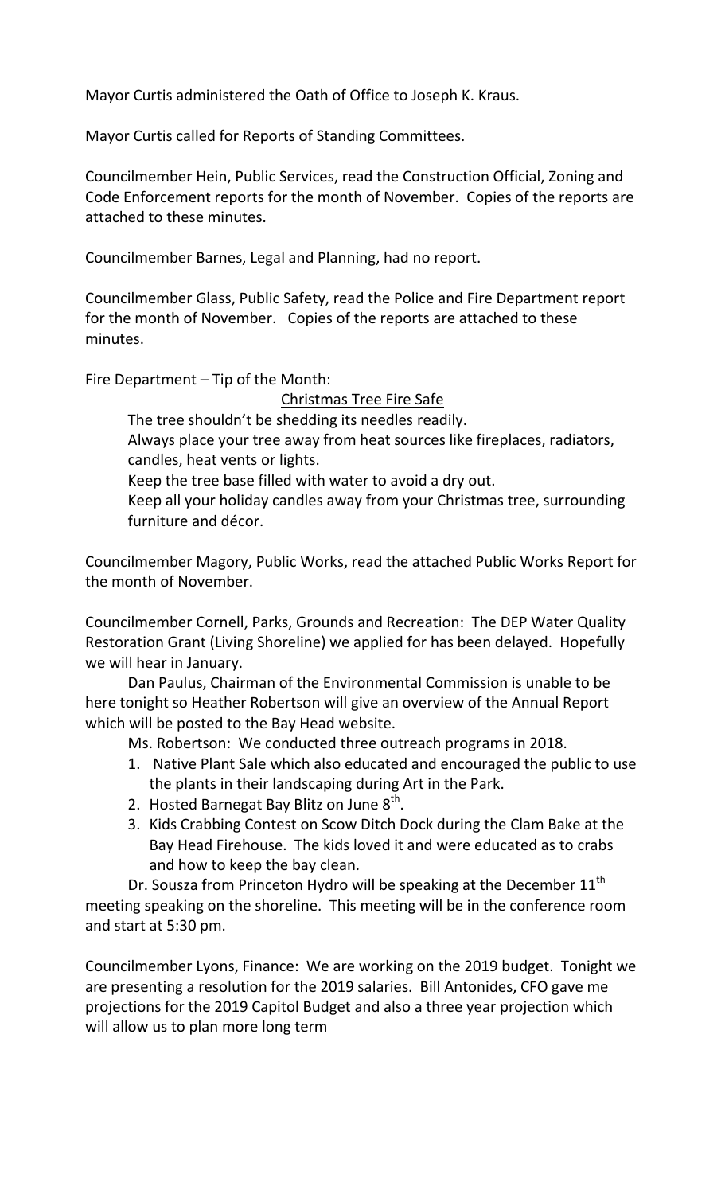Mayor Curtis administered the Oath of Office to Joseph K. Kraus.

Mayor Curtis called for Reports of Standing Committees.

Councilmember Hein, Public Services, read the Construction Official, Zoning and Code Enforcement reports for the month of November. Copies of the reports are attached to these minutes.

Councilmember Barnes, Legal and Planning, had no report.

Councilmember Glass, Public Safety, read the Police and Fire Department report for the month of November. Copies of the reports are attached to these minutes.

Fire Department – Tip of the Month:

<u>Christmas Tree Fire Safe</u>

The tree shouldn't be shedding its needles readily.
Always place your tree away from heat sources like fireplaces, radiators, candles, heat vents or lights.
Keep the tree base filled with water to avoid a dry out.
Keep all your holiday candles away from your Christmas tree, surrounding furniture and décor.

Councilmember Magory, Public Works, read the attached Public Works Report for the month of November.

Councilmember Cornell, Parks, Grounds and Recreation: The DEP Water Quality Restoration Grant (Living Shoreline) we applied for has been delayed. Hopefully we will hear in January.

Dan Paulus, Chairman of the Environmental Commission is unable to be here tonight so Heather Robertson will give an overview of the Annual Report which will be posted to the Bay Head website.

Ms. Robertson: We conducted three outreach programs in 2018.

1. Native Plant Sale which also educated and encouraged the public to use the plants in their landscaping during Art in the Park.
2. Hosted Barnegat Bay Blitz on June 8th.
3. Kids Crabbing Contest on Scow Ditch Dock during the Clam Bake at the Bay Head Firehouse. The kids loved it and were educated as to crabs and how to keep the bay clean.

Dr. Sousza from Princeton Hydro will be speaking at the December 11th meeting speaking on the shoreline. This meeting will be in the conference room and start at 5:30 pm.

Councilmember Lyons, Finance: We are working on the 2019 budget. Tonight we are presenting a resolution for the 2019 salaries. Bill Antonides, CFO gave me projections for the 2019 Capitol Budget and also a three year projection which will allow us to plan more long term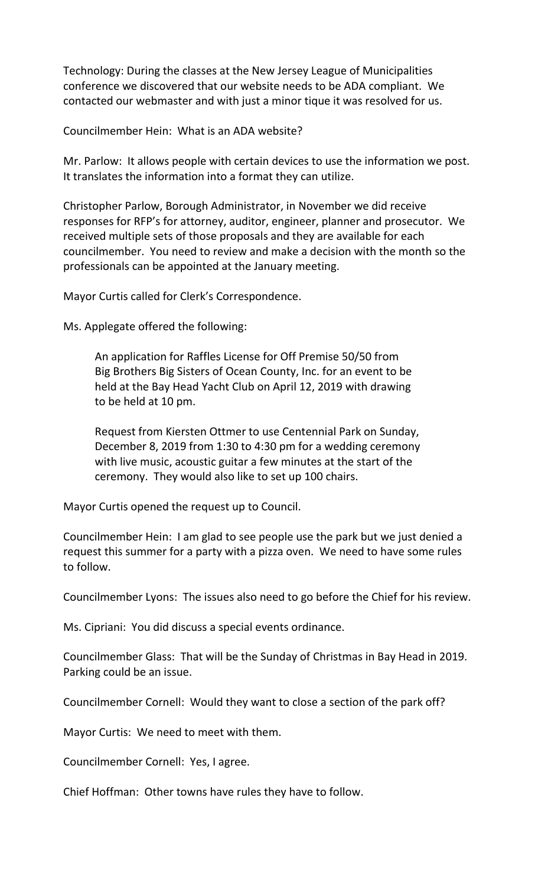Technology: During the classes at the New Jersey League of Municipalities conference we discovered that our website needs to be ADA compliant. We contacted our webmaster and with just a minor tique it was resolved for us.

Councilmember Hein: What is an ADA website?

Mr. Parlow: It allows people with certain devices to use the information we post. It translates the information into a format they can utilize.

Christopher Parlow, Borough Administrator, in November we did receive responses for RFP's for attorney, auditor, engineer, planner and prosecutor. We received multiple sets of those proposals and they are available for each councilmember. You need to review and make a decision with the month so the professionals can be appointed at the January meeting.

Mayor Curtis called for Clerk's Correspondence.

Ms. Applegate offered the following:

> An application for Raffles License for Off Premise 50/50 from Big Brothers Big Sisters of Ocean County, Inc. for an event to be held at the Bay Head Yacht Club on April 12, 2019 with drawing to be held at 10 pm.
>
> Request from Kiersten Ottmer to use Centennial Park on Sunday, December 8, 2019 from 1:30 to 4:30 pm for a wedding ceremony with live music, acoustic guitar a few minutes at the start of the ceremony. They would also like to set up 100 chairs.

Mayor Curtis opened the request up to Council.

Councilmember Hein: I am glad to see people use the park but we just denied a request this summer for a party with a pizza oven. We need to have some rules to follow.

Councilmember Lyons: The issues also need to go before the Chief for his review.

Ms. Cipriani: You did discuss a special events ordinance.

Councilmember Glass: That will be the Sunday of Christmas in Bay Head in 2019. Parking could be an issue.

Councilmember Cornell: Would they want to close a section of the park off?

Mayor Curtis: We need to meet with them.

Councilmember Cornell: Yes, I agree.

Chief Hoffman: Other towns have rules they have to follow.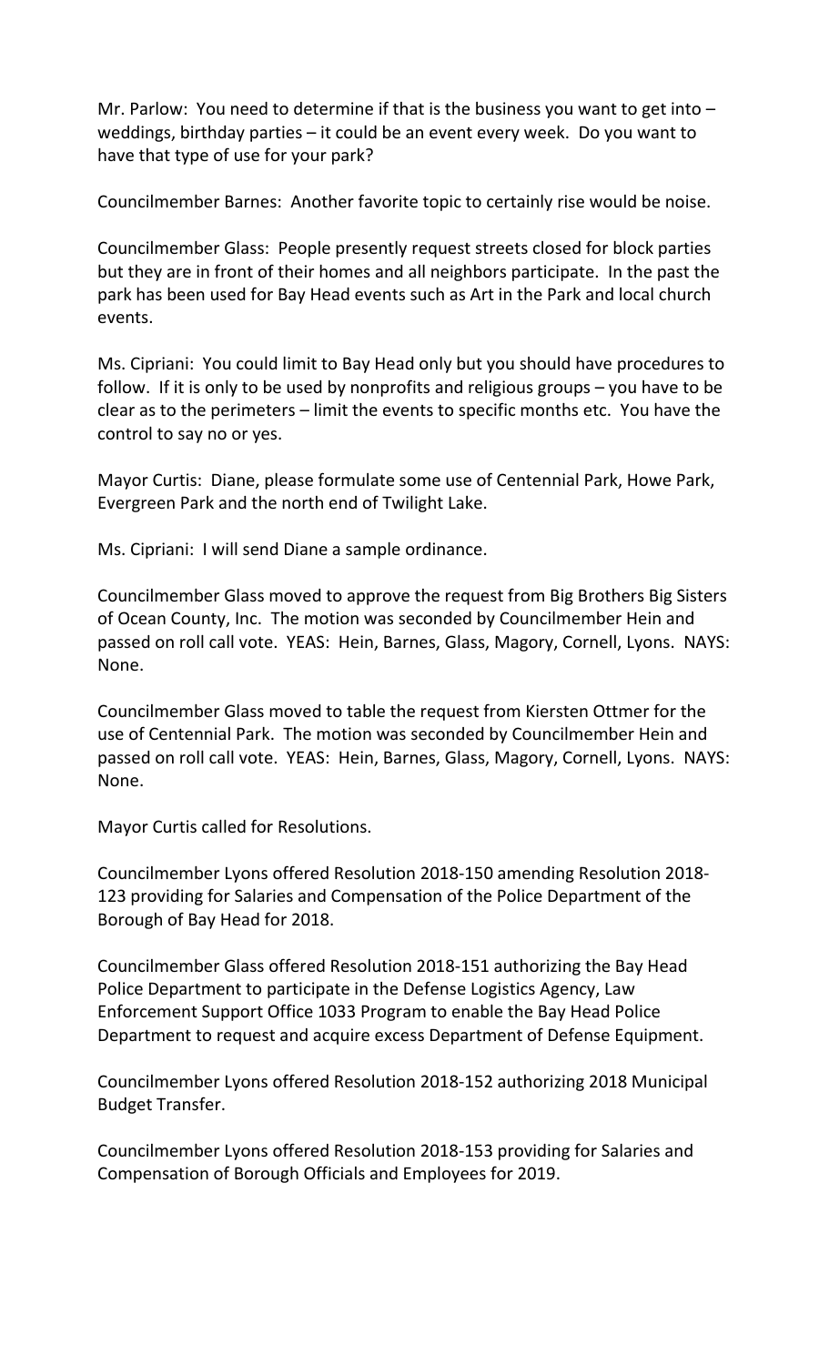Mr. Parlow: You need to determine if that is the business you want to get into – weddings, birthday parties – it could be an event every week. Do you want to have that type of use for your park?

Councilmember Barnes: Another favorite topic to certainly rise would be noise.

Councilmember Glass: People presently request streets closed for block parties but they are in front of their homes and all neighbors participate. In the past the park has been used for Bay Head events such as Art in the Park and local church events.

Ms. Cipriani: You could limit to Bay Head only but you should have procedures to follow. If it is only to be used by nonprofits and religious groups – you have to be clear as to the perimeters – limit the events to specific months etc. You have the control to say no or yes.

Mayor Curtis: Diane, please formulate some use of Centennial Park, Howe Park, Evergreen Park and the north end of Twilight Lake.

Ms. Cipriani: I will send Diane a sample ordinance.

Councilmember Glass moved to approve the request from Big Brothers Big Sisters of Ocean County, Inc. The motion was seconded by Councilmember Hein and passed on roll call vote. YEAS: Hein, Barnes, Glass, Magory, Cornell, Lyons. NAYS: None.

Councilmember Glass moved to table the request from Kiersten Ottmer for the use of Centennial Park. The motion was seconded by Councilmember Hein and passed on roll call vote. YEAS: Hein, Barnes, Glass, Magory, Cornell, Lyons. NAYS: None.

Mayor Curtis called for Resolutions.

Councilmember Lyons offered Resolution 2018-150 amending Resolution 2018-123 providing for Salaries and Compensation of the Police Department of the Borough of Bay Head for 2018.

Councilmember Glass offered Resolution 2018-151 authorizing the Bay Head Police Department to participate in the Defense Logistics Agency, Law Enforcement Support Office 1033 Program to enable the Bay Head Police Department to request and acquire excess Department of Defense Equipment.

Councilmember Lyons offered Resolution 2018-152 authorizing 2018 Municipal Budget Transfer.

Councilmember Lyons offered Resolution 2018-153 providing for Salaries and Compensation of Borough Officials and Employees for 2019.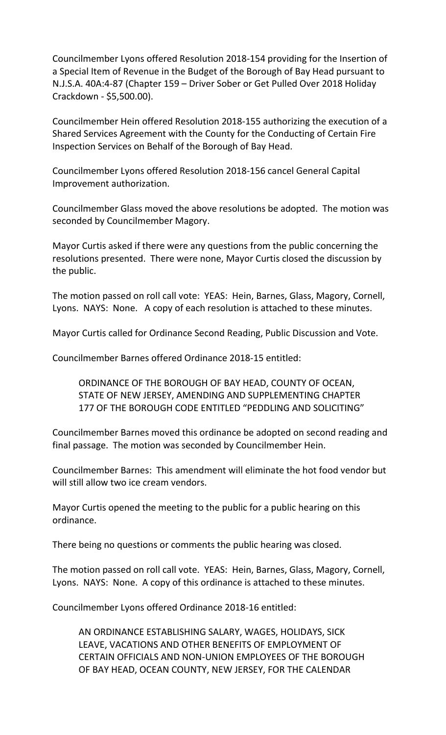Councilmember Lyons offered Resolution 2018-154 providing for the Insertion of a Special Item of Revenue in the Budget of the Borough of Bay Head pursuant to N.J.S.A. 40A:4-87 (Chapter 159 – Driver Sober or Get Pulled Over 2018 Holiday Crackdown - $5,500.00).

Councilmember Hein offered Resolution 2018-155 authorizing the execution of a Shared Services Agreement with the County for the Conducting of Certain Fire Inspection Services on Behalf of the Borough of Bay Head.

Councilmember Lyons offered Resolution 2018-156 cancel General Capital Improvement authorization.

Councilmember Glass moved the above resolutions be adopted. The motion was seconded by Councilmember Magory.

Mayor Curtis asked if there were any questions from the public concerning the resolutions presented. There were none, Mayor Curtis closed the discussion by the public.

The motion passed on roll call vote: YEAS: Hein, Barnes, Glass, Magory, Cornell, Lyons. NAYS: None. A copy of each resolution is attached to these minutes.

Mayor Curtis called for Ordinance Second Reading, Public Discussion and Vote.

Councilmember Barnes offered Ordinance 2018-15 entitled:

> ORDINANCE OF THE BOROUGH OF BAY HEAD, COUNTY OF OCEAN, STATE OF NEW JERSEY, AMENDING AND SUPPLEMENTING CHAPTER 177 OF THE BOROUGH CODE ENTITLED "PEDDLING AND SOLICITING"

Councilmember Barnes moved this ordinance be adopted on second reading and final passage. The motion was seconded by Councilmember Hein.

Councilmember Barnes: This amendment will eliminate the hot food vendor but will still allow two ice cream vendors.

Mayor Curtis opened the meeting to the public for a public hearing on this ordinance.

There being no questions or comments the public hearing was closed.

The motion passed on roll call vote. YEAS: Hein, Barnes, Glass, Magory, Cornell, Lyons. NAYS: None. A copy of this ordinance is attached to these minutes.

Councilmember Lyons offered Ordinance 2018-16 entitled:

> AN ORDINANCE ESTABLISHING SALARY, WAGES, HOLIDAYS, SICK LEAVE, VACATIONS AND OTHER BENEFITS OF EMPLOYMENT OF CERTAIN OFFICIALS AND NON-UNION EMPLOYEES OF THE BOROUGH OF BAY HEAD, OCEAN COUNTY, NEW JERSEY, FOR THE CALENDAR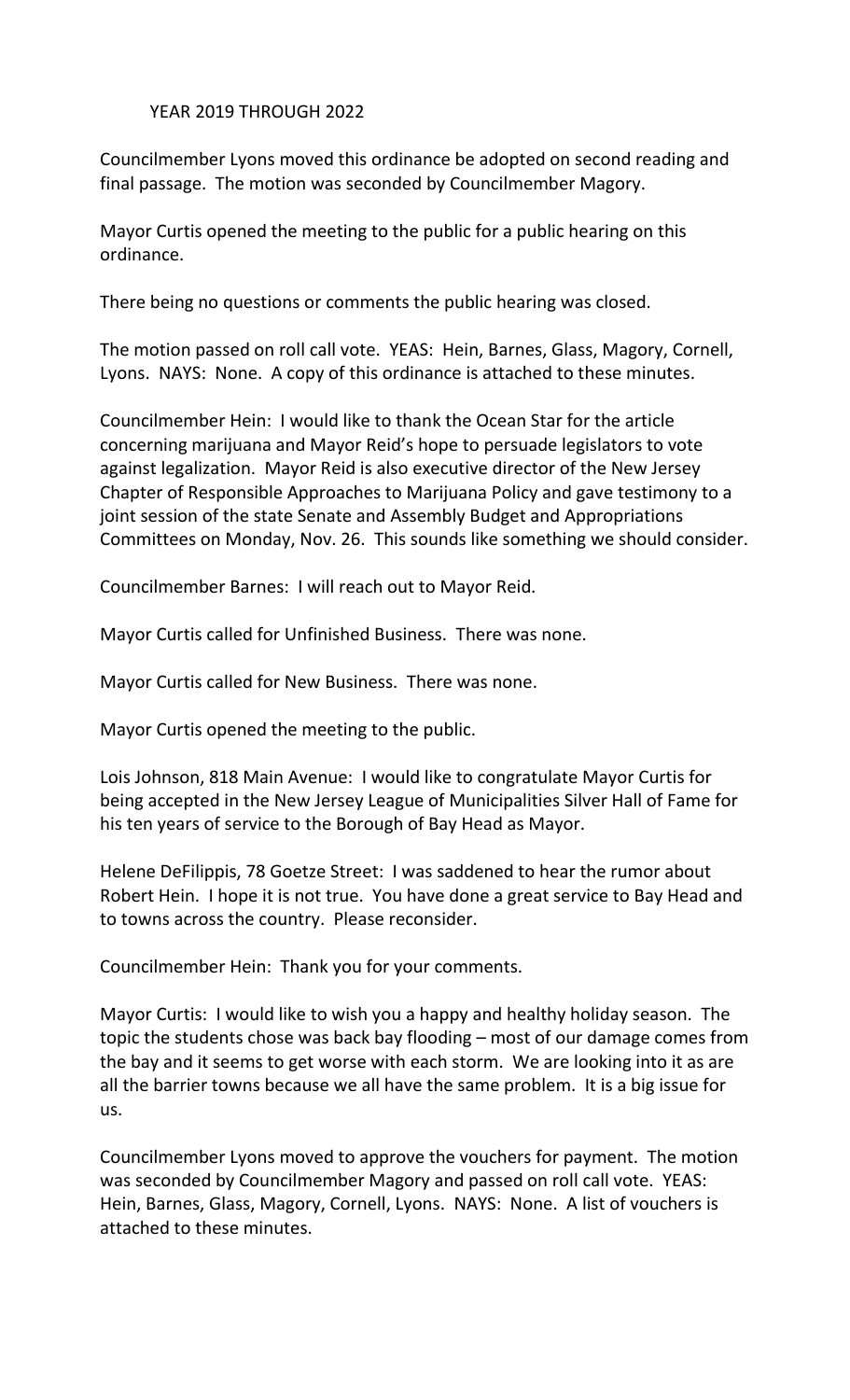YEAR 2019 THROUGH 2022

Councilmember Lyons moved this ordinance be adopted on second reading and final passage. The motion was seconded by Councilmember Magory.

Mayor Curtis opened the meeting to the public for a public hearing on this ordinance.

There being no questions or comments the public hearing was closed.

The motion passed on roll call vote. YEAS: Hein, Barnes, Glass, Magory, Cornell, Lyons. NAYS: None. A copy of this ordinance is attached to these minutes.

Councilmember Hein: I would like to thank the Ocean Star for the article concerning marijuana and Mayor Reid's hope to persuade legislators to vote against legalization. Mayor Reid is also executive director of the New Jersey Chapter of Responsible Approaches to Marijuana Policy and gave testimony to a joint session of the state Senate and Assembly Budget and Appropriations Committees on Monday, Nov. 26. This sounds like something we should consider.

Councilmember Barnes: I will reach out to Mayor Reid.

Mayor Curtis called for Unfinished Business. There was none.

Mayor Curtis called for New Business. There was none.

Mayor Curtis opened the meeting to the public.

Lois Johnson, 818 Main Avenue: I would like to congratulate Mayor Curtis for being accepted in the New Jersey League of Municipalities Silver Hall of Fame for his ten years of service to the Borough of Bay Head as Mayor.

Helene DeFilippis, 78 Goetze Street: I was saddened to hear the rumor about Robert Hein. I hope it is not true. You have done a great service to Bay Head and to towns across the country. Please reconsider.

Councilmember Hein: Thank you for your comments.

Mayor Curtis: I would like to wish you a happy and healthy holiday season. The topic the students chose was back bay flooding – most of our damage comes from the bay and it seems to get worse with each storm. We are looking into it as are all the barrier towns because we all have the same problem. It is a big issue for us.

Councilmember Lyons moved to approve the vouchers for payment. The motion was seconded by Councilmember Magory and passed on roll call vote. YEAS: Hein, Barnes, Glass, Magory, Cornell, Lyons. NAYS: None. A list of vouchers is attached to these minutes.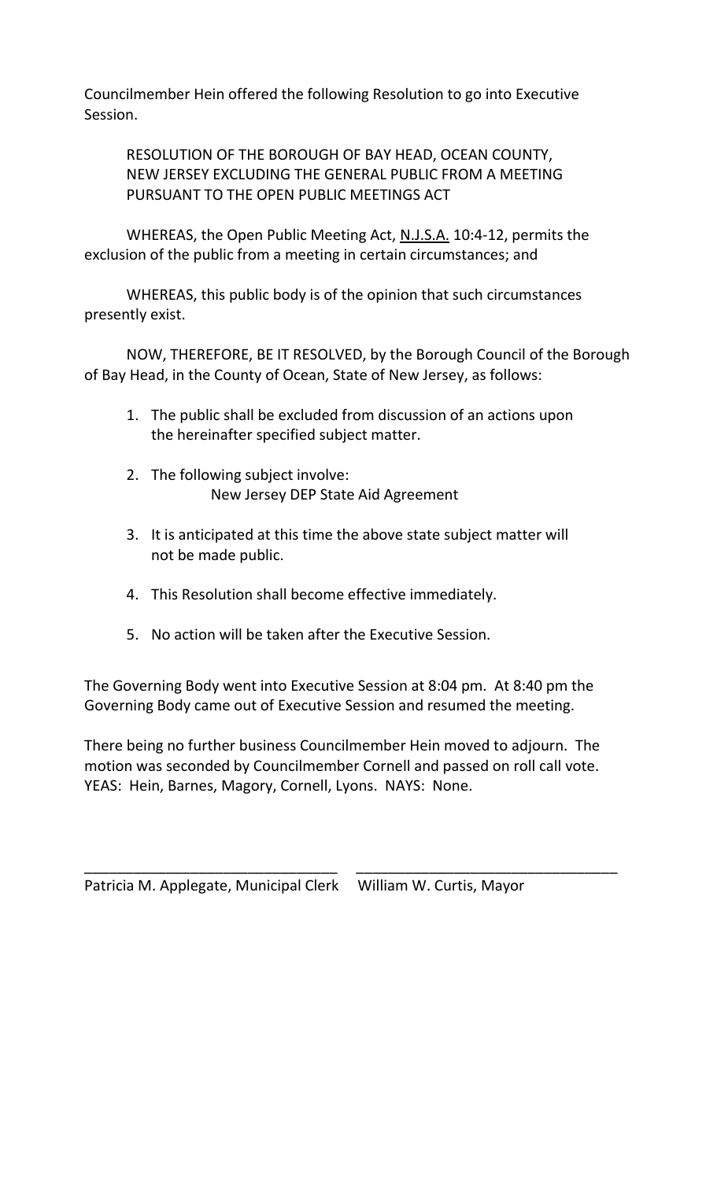Councilmember Hein offered the following Resolution to go into Executive Session.

RESOLUTION OF THE BOROUGH OF BAY HEAD, OCEAN COUNTY, NEW JERSEY EXCLUDING THE GENERAL PUBLIC FROM A MEETING PURSUANT TO THE OPEN PUBLIC MEETINGS ACT

WHEREAS, the Open Public Meeting Act, N.J.S.A. 10:4-12, permits the exclusion of the public from a meeting in certain circumstances; and

WHEREAS, this public body is of the opinion that such circumstances presently exist.

NOW, THEREFORE, BE IT RESOLVED, by the Borough Council of the Borough of Bay Head, in the County of Ocean, State of New Jersey, as follows:

1. The public shall be excluded from discussion of an actions upon the hereinafter specified subject matter.
2. The following subject involve:
   New Jersey DEP State Aid Agreement
3. It is anticipated at this time the above state subject matter will not be made public.
4. This Resolution shall become effective immediately.
5. No action will be taken after the Executive Session.

The Governing Body went into Executive Session at 8:04 pm. At 8:40 pm the Governing Body came out of Executive Session and resumed the meeting.

There being no further business Councilmember Hein moved to adjourn. The motion was seconded by Councilmember Cornell and passed on roll call vote. YEAS: Hein, Barnes, Magory, Cornell, Lyons. NAYS: None.

_______________________________ _______________________________

Patricia M. Applegate, Municipal Clerk William W. Curtis, Mayor